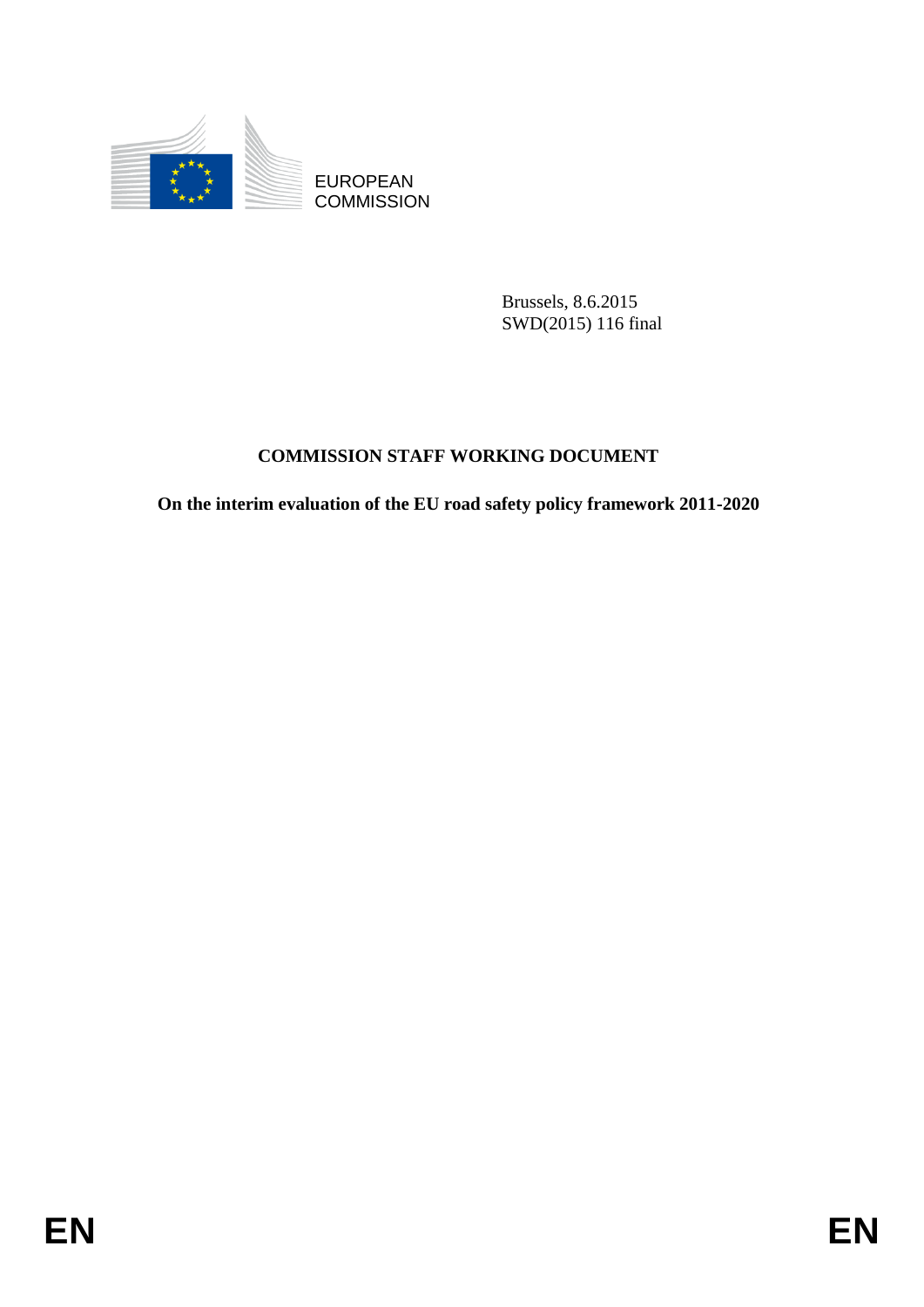EUROPEAN
COMMISSION

Brussels, 8.6.2015
SWD(2015) 116 final

# COMMISSION STAFF WORKING DOCUMENT

**On the interim evaluation of the EU road safety policy framework 2011-2020**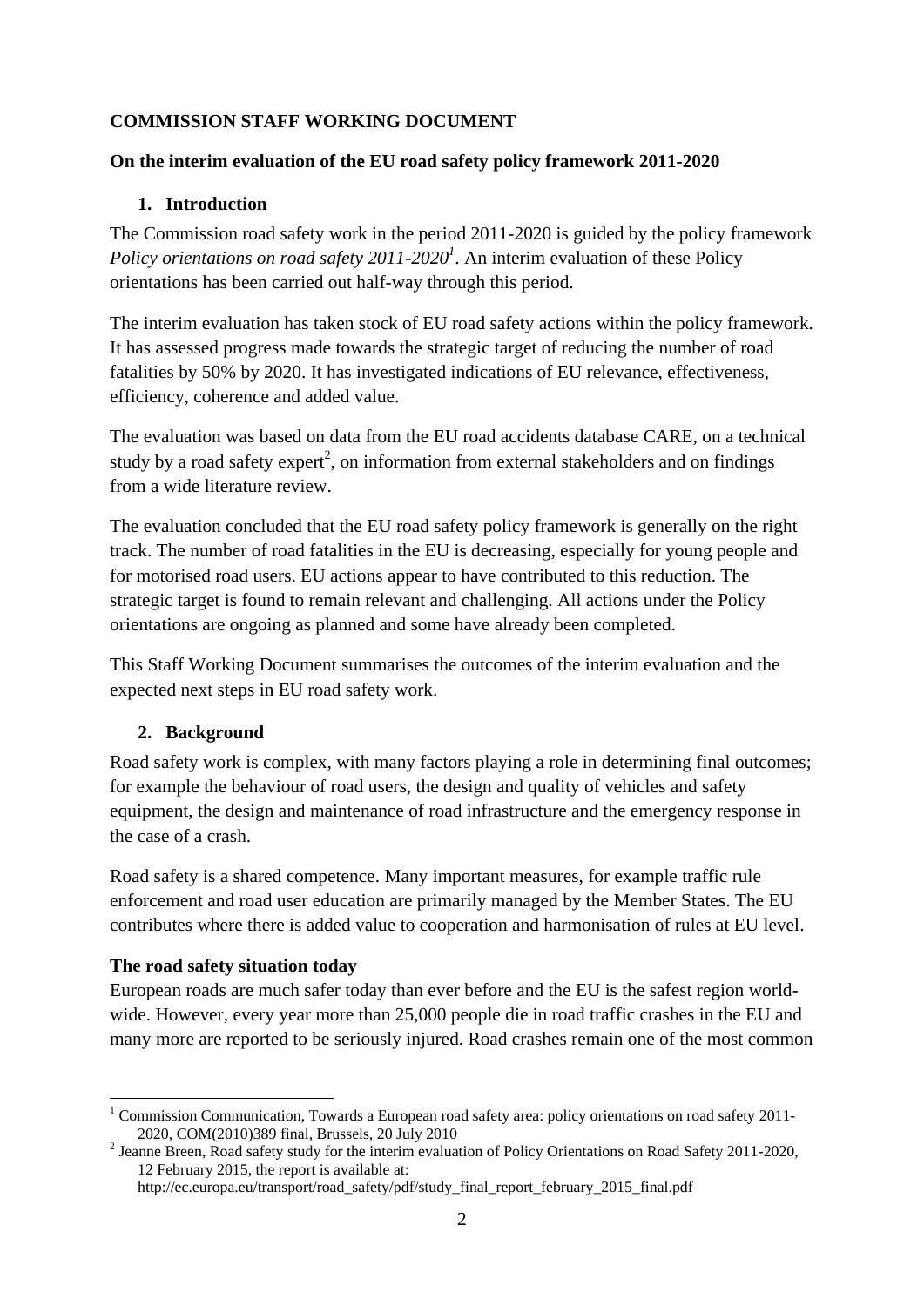**COMMISSION STAFF WORKING DOCUMENT**

**On the interim evaluation of the EU road safety policy framework 2011-2020**

## 1. Introduction

The Commission road safety work in the period 2011-2020 is guided by the policy framework *Policy orientations on road safety 2011-2020*[1]. An interim evaluation of these Policy orientations has been carried out half-way through this period.

The interim evaluation has taken stock of EU road safety actions within the policy framework. It has assessed progress made towards the strategic target of reducing the number of road fatalities by 50% by 2020. It has investigated indications of EU relevance, effectiveness, efficiency, coherence and added value.

The evaluation was based on data from the EU road accidents database CARE, on a technical study by a road safety expert[2], on information from external stakeholders and on findings from a wide literature review.

The evaluation concluded that the EU road safety policy framework is generally on the right track. The number of road fatalities in the EU is decreasing, especially for young people and for motorised road users. EU actions appear to have contributed to this reduction. The strategic target is found to remain relevant and challenging. All actions under the Policy orientations are ongoing as planned and some have already been completed.

This Staff Working Document summarises the outcomes of the interim evaluation and the expected next steps in EU road safety work.

## 2. Background

Road safety work is complex, with many factors playing a role in determining final outcomes; for example the behaviour of road users, the design and quality of vehicles and safety equipment, the design and maintenance of road infrastructure and the emergency response in the case of a crash.

Road safety is a shared competence. Many important measures, for example traffic rule enforcement and road user education are primarily managed by the Member States. The EU contributes where there is added value to cooperation and harmonisation of rules at EU level.

**The road safety situation today**

European roads are much safer today than ever before and the EU is the safest region world-wide. However, every year more than 25,000 people die in road traffic crashes in the EU and many more are reported to be seriously injured. Road crashes remain one of the most common

[1] Commission Communication, Towards a European road safety area: policy orientations on road safety 2011-2020, COM(2010)389 final, Brussels, 20 July 2010

[2] Jeanne Breen, Road safety study for the interim evaluation of Policy Orientations on Road Safety 2011-2020, 12 February 2015, the report is available at: http://ec.europa.eu/transport/road_safety/pdf/study_final_report_february_2015_final.pdf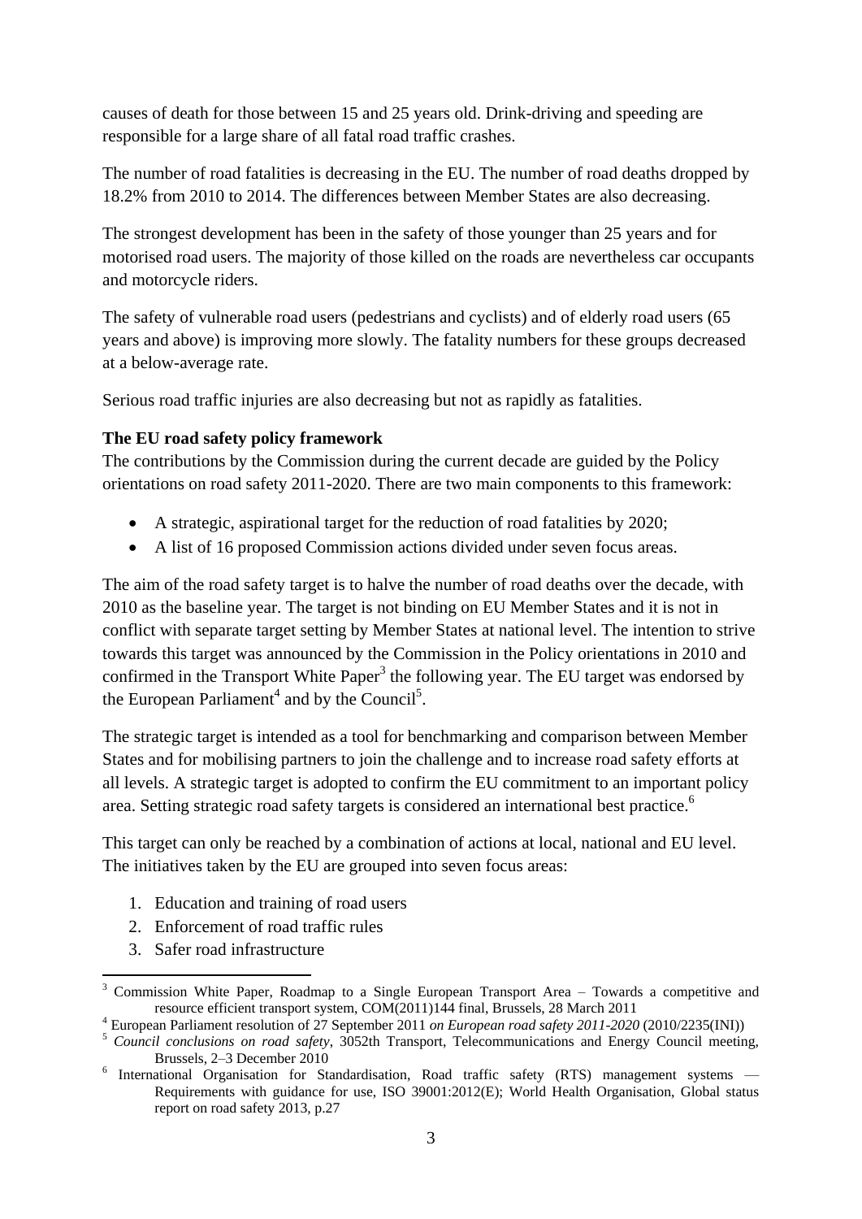causes of death for those between 15 and 25 years old. Drink-driving and speeding are responsible for a large share of all fatal road traffic crashes.

The number of road fatalities is decreasing in the EU. The number of road deaths dropped by 18.2% from 2010 to 2014. The differences between Member States are also decreasing.

The strongest development has been in the safety of those younger than 25 years and for motorised road users. The majority of those killed on the roads are nevertheless car occupants and motorcycle riders.

The safety of vulnerable road users (pedestrians and cyclists) and of elderly road users (65 years and above) is improving more slowly. The fatality numbers for these groups decreased at a below-average rate.

Serious road traffic injuries are also decreasing but not as rapidly as fatalities.

**The EU road safety policy framework**

The contributions by the Commission during the current decade are guided by the Policy orientations on road safety 2011-2020. There are two main components to this framework:

- A strategic, aspirational target for the reduction of road fatalities by 2020;
- A list of 16 proposed Commission actions divided under seven focus areas.

The aim of the road safety target is to halve the number of road deaths over the decade, with 2010 as the baseline year. The target is not binding on EU Member States and it is not in conflict with separate target setting by Member States at national level. The intention to strive towards this target was announced by the Commission in the Policy orientations in 2010 and confirmed in the Transport White Paper[3] the following year. The EU target was endorsed by the European Parliament[4] and by the Council[5].

The strategic target is intended as a tool for benchmarking and comparison between Member States and for mobilising partners to join the challenge and to increase road safety efforts at all levels. A strategic target is adopted to confirm the EU commitment to an important policy area. Setting strategic road safety targets is considered an international best practice.[6]

This target can only be reached by a combination of actions at local, national and EU level. The initiatives taken by the EU are grouped into seven focus areas:

1. Education and training of road users
2. Enforcement of road traffic rules
3. Safer road infrastructure

---

[3] Commission White Paper, Roadmap to a Single European Transport Area – Towards a competitive and resource efficient transport system, COM(2011)144 final, Brussels, 28 March 2011

[4] European Parliament resolution of 27 September 2011 *on European road safety 2011-2020* (2010/2235(INI))

[5] *Council conclusions on road safety*, 3052th Transport, Telecommunications and Energy Council meeting, Brussels, 2–3 December 2010

[6] International Organisation for Standardisation, Road traffic safety (RTS) management systems — Requirements with guidance for use, ISO 39001:2012(E); World Health Organisation, Global status report on road safety 2013, p.27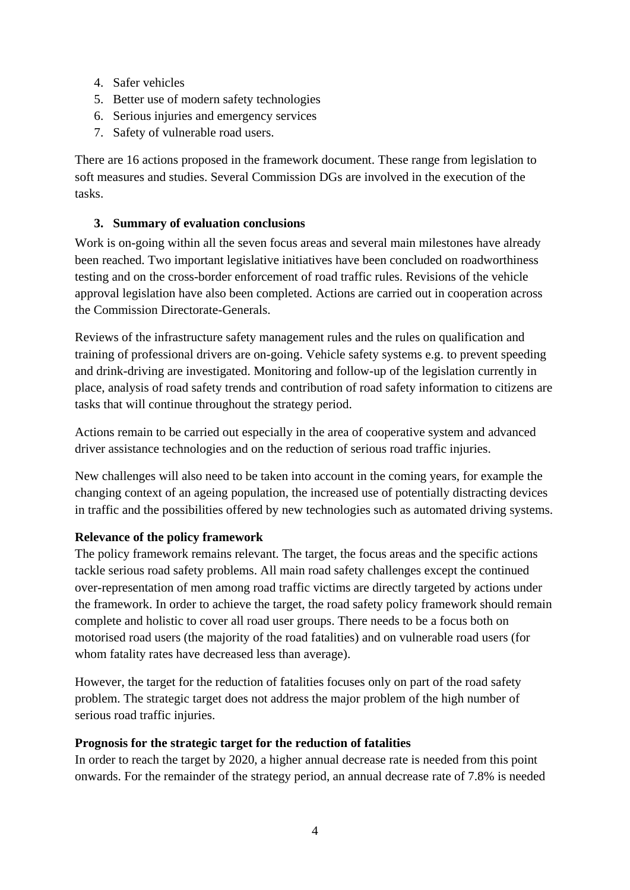4. Safer vehicles
5. Better use of modern safety technologies
6. Serious injuries and emergency services
7. Safety of vulnerable road users.

There are 16 actions proposed in the framework document. These range from legislation to soft measures and studies. Several Commission DGs are involved in the execution of the tasks.

### 3. Summary of evaluation conclusions

Work is on-going within all the seven focus areas and several main milestones have already been reached. Two important legislative initiatives have been concluded on roadworthiness testing and on the cross-border enforcement of road traffic rules. Revisions of the vehicle approval legislation have also been completed. Actions are carried out in cooperation across the Commission Directorate-Generals.

Reviews of the infrastructure safety management rules and the rules on qualification and training of professional drivers are on-going. Vehicle safety systems e.g. to prevent speeding and drink-driving are investigated. Monitoring and follow-up of the legislation currently in place, analysis of road safety trends and contribution of road safety information to citizens are tasks that will continue throughout the strategy period.

Actions remain to be carried out especially in the area of cooperative system and advanced driver assistance technologies and on the reduction of serious road traffic injuries.

New challenges will also need to be taken into account in the coming years, for example the changing context of an ageing population, the increased use of potentially distracting devices in traffic and the possibilities offered by new technologies such as automated driving systems.

**Relevance of the policy framework**

The policy framework remains relevant. The target, the focus areas and the specific actions tackle serious road safety problems. All main road safety challenges except the continued over-representation of men among road traffic victims are directly targeted by actions under the framework. In order to achieve the target, the road safety policy framework should remain complete and holistic to cover all road user groups. There needs to be a focus both on motorised road users (the majority of the road fatalities) and on vulnerable road users (for whom fatality rates have decreased less than average).

However, the target for the reduction of fatalities focuses only on part of the road safety problem. The strategic target does not address the major problem of the high number of serious road traffic injuries.

**Prognosis for the strategic target for the reduction of fatalities**

In order to reach the target by 2020, a higher annual decrease rate is needed from this point onwards. For the remainder of the strategy period, an annual decrease rate of 7.8% is needed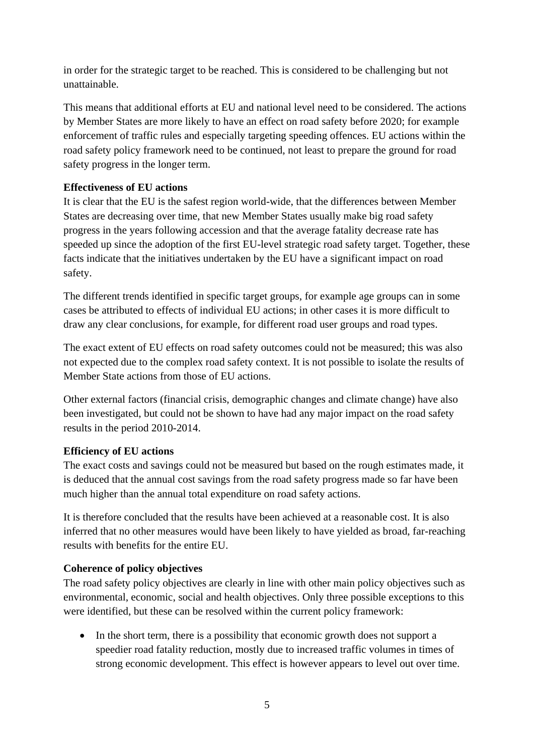in order for the strategic target to be reached. This is considered to be challenging but not unattainable.

This means that additional efforts at EU and national level need to be considered. The actions by Member States are more likely to have an effect on road safety before 2020; for example enforcement of traffic rules and especially targeting speeding offences. EU actions within the road safety policy framework need to be continued, not least to prepare the ground for road safety progress in the longer term.

**Effectiveness of EU actions**

It is clear that the EU is the safest region world-wide, that the differences between Member States are decreasing over time, that new Member States usually make big road safety progress in the years following accession and that the average fatality decrease rate has speeded up since the adoption of the first EU-level strategic road safety target. Together, these facts indicate that the initiatives undertaken by the EU have a significant impact on road safety.

The different trends identified in specific target groups, for example age groups can in some cases be attributed to effects of individual EU actions; in other cases it is more difficult to draw any clear conclusions, for example, for different road user groups and road types.

The exact extent of EU effects on road safety outcomes could not be measured; this was also not expected due to the complex road safety context. It is not possible to isolate the results of Member State actions from those of EU actions.

Other external factors (financial crisis, demographic changes and climate change) have also been investigated, but could not be shown to have had any major impact on the road safety results in the period 2010-2014.

**Efficiency of EU actions**

The exact costs and savings could not be measured but based on the rough estimates made, it is deduced that the annual cost savings from the road safety progress made so far have been much higher than the annual total expenditure on road safety actions.

It is therefore concluded that the results have been achieved at a reasonable cost. It is also inferred that no other measures would have been likely to have yielded as broad, far-reaching results with benefits for the entire EU.

**Coherence of policy objectives**

The road safety policy objectives are clearly in line with other main policy objectives such as environmental, economic, social and health objectives. Only three possible exceptions to this were identified, but these can be resolved within the current policy framework:

- In the short term, there is a possibility that economic growth does not support a speedier road fatality reduction, mostly due to increased traffic volumes in times of strong economic development. This effect is however appears to level out over time.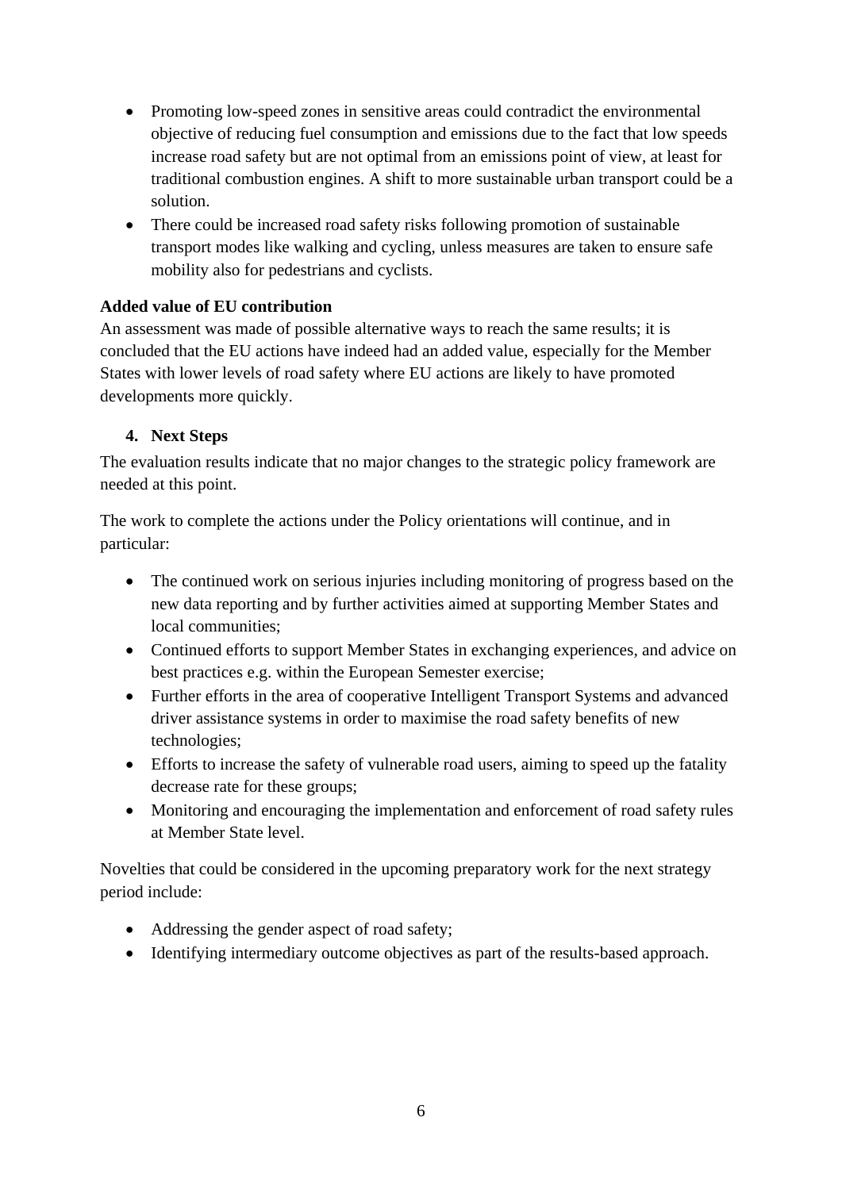- Promoting low-speed zones in sensitive areas could contradict the environmental objective of reducing fuel consumption and emissions due to the fact that low speeds increase road safety but are not optimal from an emissions point of view, at least for traditional combustion engines. A shift to more sustainable urban transport could be a solution.
- There could be increased road safety risks following promotion of sustainable transport modes like walking and cycling, unless measures are taken to ensure safe mobility also for pedestrians and cyclists.

**Added value of EU contribution**

An assessment was made of possible alternative ways to reach the same results; it is concluded that the EU actions have indeed had an added value, especially for the Member States with lower levels of road safety where EU actions are likely to have promoted developments more quickly.

## 4. Next Steps

The evaluation results indicate that no major changes to the strategic policy framework are needed at this point.

The work to complete the actions under the Policy orientations will continue, and in particular:

- The continued work on serious injuries including monitoring of progress based on the new data reporting and by further activities aimed at supporting Member States and local communities;
- Continued efforts to support Member States in exchanging experiences, and advice on best practices e.g. within the European Semester exercise;
- Further efforts in the area of cooperative Intelligent Transport Systems and advanced driver assistance systems in order to maximise the road safety benefits of new technologies;
- Efforts to increase the safety of vulnerable road users, aiming to speed up the fatality decrease rate for these groups;
- Monitoring and encouraging the implementation and enforcement of road safety rules at Member State level.

Novelties that could be considered in the upcoming preparatory work for the next strategy period include:

- Addressing the gender aspect of road safety;
- Identifying intermediary outcome objectives as part of the results-based approach.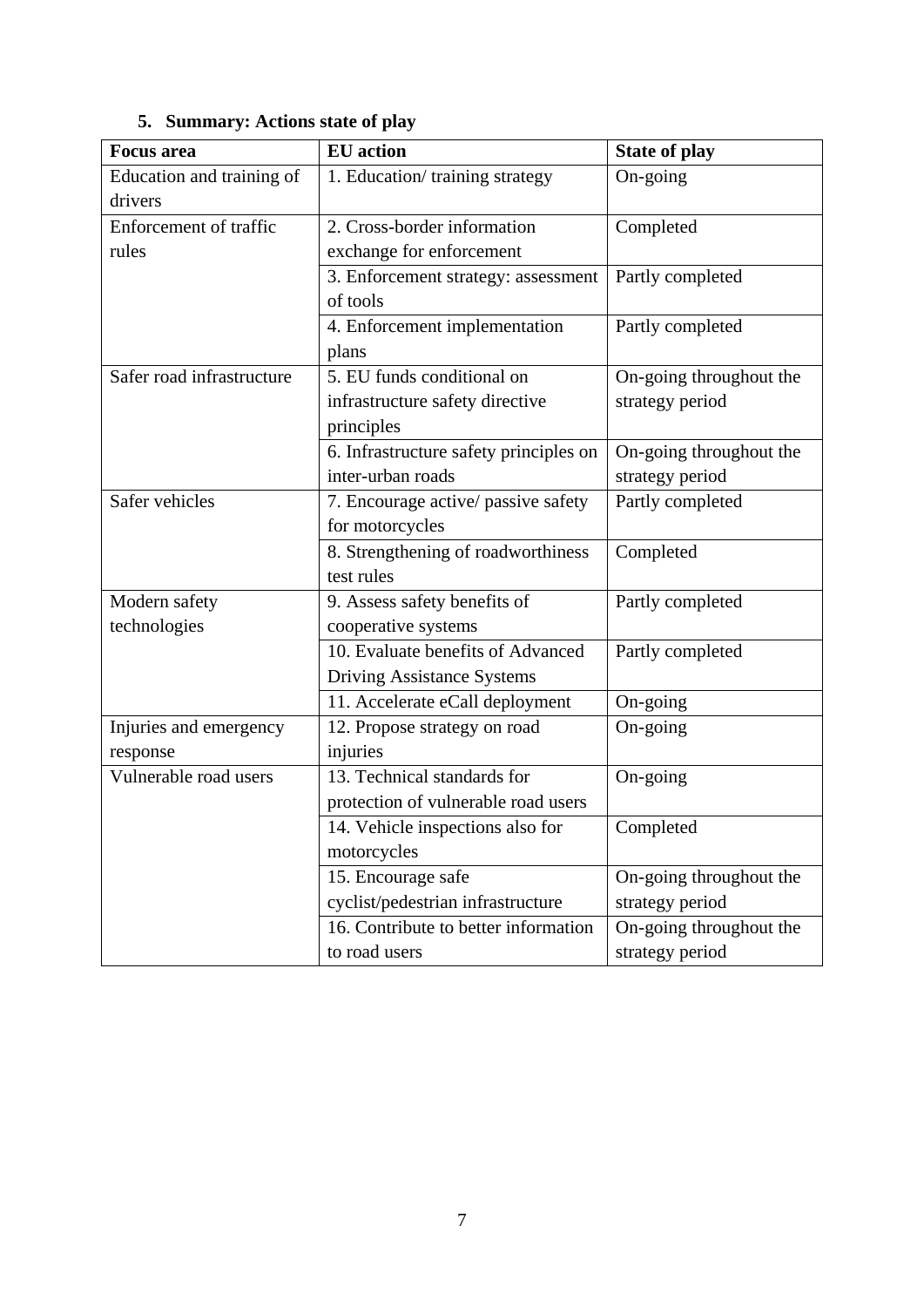## 5. Summary: Actions state of play

| Focus area | EU action | State of play |
|---|---|---|
| Education and training of drivers | 1. Education/ training strategy | On-going |
| Enforcement of traffic rules | 2. Cross-border information exchange for enforcement | Completed |
| | 3. Enforcement strategy: assessment of tools | Partly completed |
| | 4. Enforcement implementation plans | Partly completed |
| Safer road infrastructure | 5. EU funds conditional on infrastructure safety directive principles | On-going throughout the strategy period |
| | 6. Infrastructure safety principles on inter-urban roads | On-going throughout the strategy period |
| Safer vehicles | 7. Encourage active/ passive safety for motorcycles | Partly completed |
| | 8. Strengthening of roadworthiness test rules | Completed |
| Modern safety technologies | 9. Assess safety benefits of cooperative systems | Partly completed |
| | 10. Evaluate benefits of Advanced Driving Assistance Systems | Partly completed |
| | 11. Accelerate eCall deployment | On-going |
| Injuries and emergency response | 12. Propose strategy on road injuries | On-going |
| Vulnerable road users | 13. Technical standards for protection of vulnerable road users | On-going |
| | 14. Vehicle inspections also for motorcycles | Completed |
| | 15. Encourage safe cyclist/pedestrian infrastructure | On-going throughout the strategy period |
| | 16. Contribute to better information to road users | On-going throughout the strategy period |